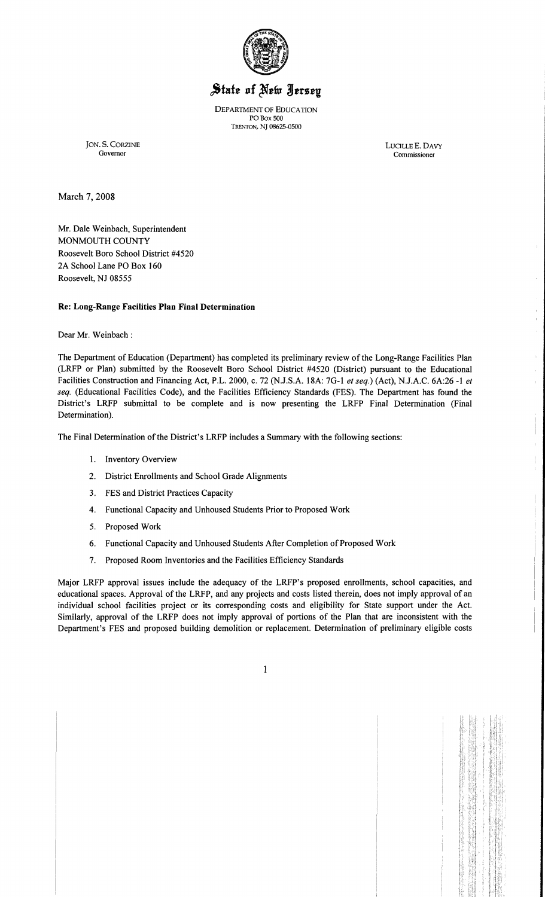# State of New Jersey

DEPARTMENT OF EDUCATION
PO Box 500
TRENTON, NJ 08625-0500

JON. S. CORZINE
Governor

LUCILLE E. DAVY
Commissioner

March 7, 2008

Mr. Dale Weinbach, Superintendent
MONMOUTH COUNTY
Roosevelt Boro School District #4520
2A School Lane PO Box 160
Roosevelt, NJ 08555

**Re: Long-Range Facilities Plan Final Determination**

Dear Mr. Weinbach :

The Department of Education (Department) has completed its preliminary review of the Long-Range Facilities Plan (LRFP or Plan) submitted by the Roosevelt Boro School District #4520 (District) pursuant to the Educational Facilities Construction and Financing Act, P.L. 2000, c. 72 (N.J.S.A. 18A: 7G-1 *et seq.*) (Act), N.J.A.C. 6A:26 -1 *et seq.* (Educational Facilities Code), and the Facilities Efficiency Standards (FES). The Department has found the District's LRFP submittal to be complete and is now presenting the LRFP Final Determination (Final Determination).

The Final Determination of the District's LRFP includes a Summary with the following sections:

1. Inventory Overview
2. District Enrollments and School Grade Alignments
3. FES and District Practices Capacity
4. Functional Capacity and Unhoused Students Prior to Proposed Work
5. Proposed Work
6. Functional Capacity and Unhoused Students After Completion of Proposed Work
7. Proposed Room Inventories and the Facilities Efficiency Standards

Major LRFP approval issues include the adequacy of the LRFP's proposed enrollments, school capacities, and educational spaces. Approval of the LRFP, and any projects and costs listed therein, does not imply approval of an individual school facilities project or its corresponding costs and eligibility for State support under the Act. Similarly, approval of the LRFP does not imply approval of portions of the Plan that are inconsistent with the Department's FES and proposed building demolition or replacement. Determination of preliminary eligible costs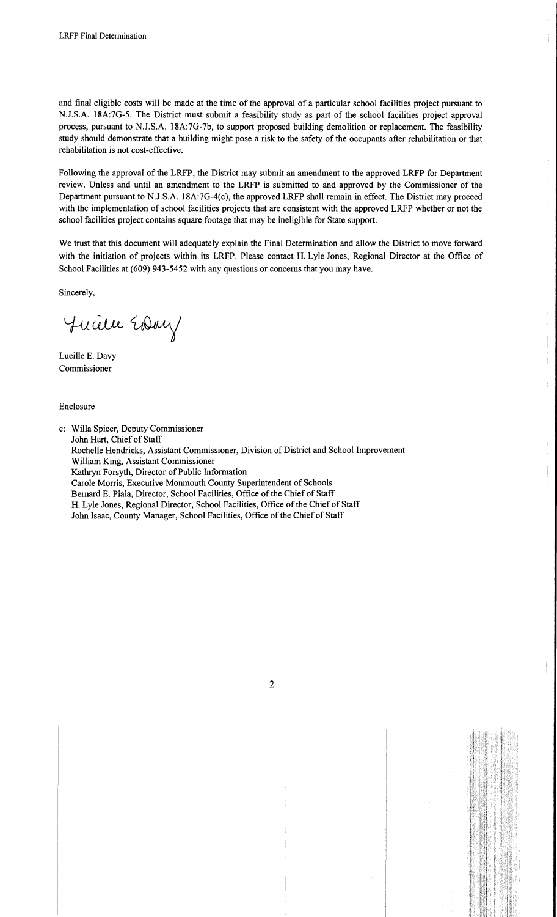and final eligible costs will be made at the time of the approval of a particular school facilities project pursuant to N.J.S.A. 18A:7G-5. The District must submit a feasibility study as part of the school facilities project approval process, pursuant to N.J.S.A. 18A:7G-7b, to support proposed building demolition or replacement. The feasibility study should demonstrate that a building might pose a risk to the safety of the occupants after rehabilitation or that rehabilitation is not cost-effective.

Following the approval of the LRFP, the District may submit an amendment to the approved LRFP for Department review. Unless and until an amendment to the LRFP is submitted to and approved by the Commissioner of the Department pursuant to N.J.S.A. 18A:7G-4(c), the approved LRFP shall remain in effect. The District may proceed with the implementation of school facilities projects that are consistent with the approved LRFP whether or not the school facilities project contains square footage that may be ineligible for State support.

We trust that this document will adequately explain the Final Determination and allow the District to move forward with the initiation of projects within its LRFP. Please contact H. Lyle Jones, Regional Director at the Office of School Facilities at (609) 943-5452 with any questions or concerns that you may have.

Sincerely,

Lucille E. Davy

Lucille E. Davy
Commissioner

Enclosure

c: Willa Spicer, Deputy Commissioner
John Hart, Chief of Staff
Rochelle Hendricks, Assistant Commissioner, Division of District and School Improvement
William King, Assistant Commissioner
Kathryn Forsyth, Director of Public Information
Carole Morris, Executive Monmouth County Superintendent of Schools
Bernard E. Piaia, Director, School Facilities, Office of the Chief of Staff
H. Lyle Jones, Regional Director, School Facilities, Office of the Chief of Staff
John Isaac, County Manager, School Facilities, Office of the Chief of Staff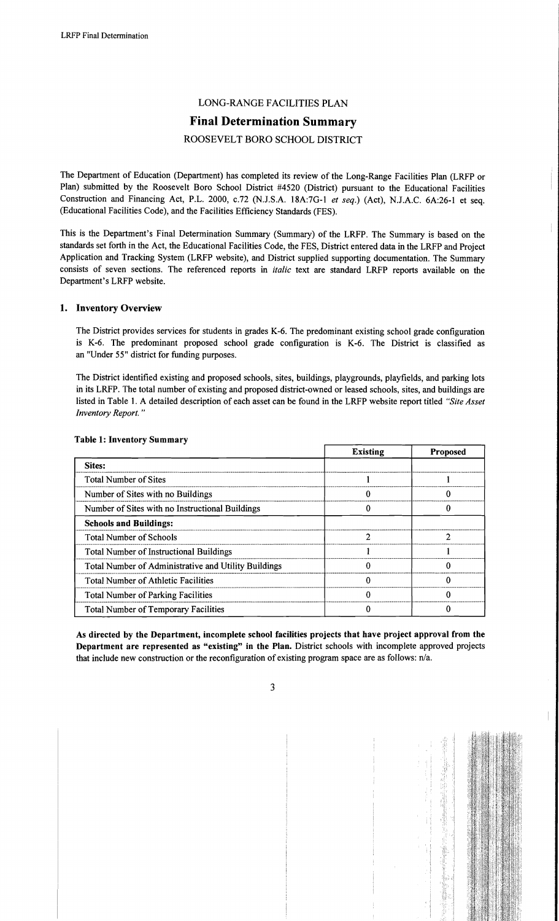# LONG-RANGE FACILITIES PLAN

## Final Determination Summary

ROOSEVELT BORO SCHOOL DISTRICT

The Department of Education (Department) has completed its review of the Long-Range Facilities Plan (LRFP or Plan) submitted by the Roosevelt Boro School District #4520 (District) pursuant to the Educational Facilities Construction and Financing Act, P.L. 2000, c.72 (N.J.S.A. 18A:7G-1 *et seq.*) (Act), N.J.A.C. 6A:26-1 et seq. (Educational Facilities Code), and the Facilities Efficiency Standards (FES).

This is the Department's Final Determination Summary (Summary) of the LRFP. The Summary is based on the standards set forth in the Act, the Educational Facilities Code, the FES, District entered data in the LRFP and Project Application and Tracking System (LRFP website), and District supplied supporting documentation. The Summary consists of seven sections. The referenced reports in *italic* text are standard LRFP reports available on the Department's LRFP website.

### 1. Inventory Overview

The District provides services for students in grades K-6. The predominant existing school grade configuration is K-6. The predominant proposed school grade configuration is K-6. The District is classified as an "Under 55" district for funding purposes.

The District identified existing and proposed schools, sites, buildings, playgrounds, playfields, and parking lots in its LRFP. The total number of existing and proposed district-owned or leased schools, sites, and buildings are listed in Table 1. A detailed description of each asset can be found in the LRFP website report titled *"Site Asset Inventory Report."*

**Table 1: Inventory Summary**

| | Existing | Proposed |
|---|---|---|
| **Sites:** | | |
| Total Number of Sites | 1 | 1 |
| Number of Sites with no Buildings | 0 | 0 |
| Number of Sites with no Instructional Buildings | 0 | 0 |
| **Schools and Buildings:** | | |
| Total Number of Schools | 2 | 2 |
| Total Number of Instructional Buildings | 1 | 1 |
| Total Number of Administrative and Utility Buildings | 0 | 0 |
| Total Number of Athletic Facilities | 0 | 0 |
| Total Number of Parking Facilities | 0 | 0 |
| Total Number of Temporary Facilities | 0 | 0 |

**As directed by the Department, incomplete school facilities projects that have project approval from the Department are represented as "existing" in the Plan.** District schools with incomplete approved projects that include new construction or the reconfiguration of existing program space are as follows: n/a.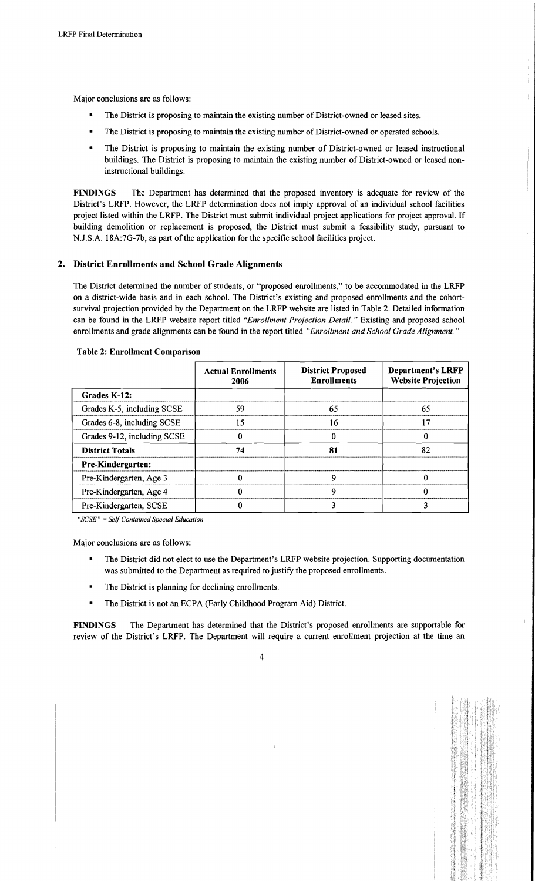Major conclusions are as follows:

- The District is proposing to maintain the existing number of District-owned or leased sites.
- The District is proposing to maintain the existing number of District-owned or operated schools.
- The District is proposing to maintain the existing number of District-owned or leased instructional buildings. The District is proposing to maintain the existing number of District-owned or leased non-instructional buildings.

**FINDINGS** The Department has determined that the proposed inventory is adequate for review of the District's LRFP. However, the LRFP determination does not imply approval of an individual school facilities project listed within the LRFP. The District must submit individual project applications for project approval. If building demolition or replacement is proposed, the District must submit a feasibility study, pursuant to N.J.S.A. 18A:7G-7b, as part of the application for the specific school facilities project.

## 2. District Enrollments and School Grade Alignments

The District determined the number of students, or "proposed enrollments," to be accommodated in the LRFP on a district-wide basis and in each school. The District's existing and proposed enrollments and the cohort-survival projection provided by the Department on the LRFP website are listed in Table 2. Detailed information can be found in the LRFP website report titled "*Enrollment Projection Detail.*" Existing and proposed school enrollments and grade alignments can be found in the report titled "*Enrollment and School Grade Alignment.*"

**Table 2: Enrollment Comparison**

| | Actual Enrollments 2006 | District Proposed Enrollments | Department's LRFP Website Projection |
|---|---|---|---|
| **Grades K-12:** | | | |
| Grades K-5, including SCSE | 59 | 65 | 65 |
| Grades 6-8, including SCSE | 15 | 16 | 17 |
| Grades 9-12, including SCSE | 0 | 0 | 0 |
| **District Totals** | **74** | **81** | **82** |
| **Pre-Kindergarten:** | | | |
| Pre-Kindergarten, Age 3 | 0 | 9 | 0 |
| Pre-Kindergarten, Age 4 | 0 | 9 | 0 |
| Pre-Kindergarten, SCSE | 0 | 3 | 3 |

*"SCSE" = Self-Contained Special Education*

Major conclusions are as follows:

- The District did not elect to use the Department's LRFP website projection. Supporting documentation was submitted to the Department as required to justify the proposed enrollments.
- The District is planning for declining enrollments.
- The District is not an ECPA (Early Childhood Program Aid) District.

**FINDINGS** The Department has determined that the District's proposed enrollments are supportable for review of the District's LRFP. The Department will require a current enrollment projection at the time an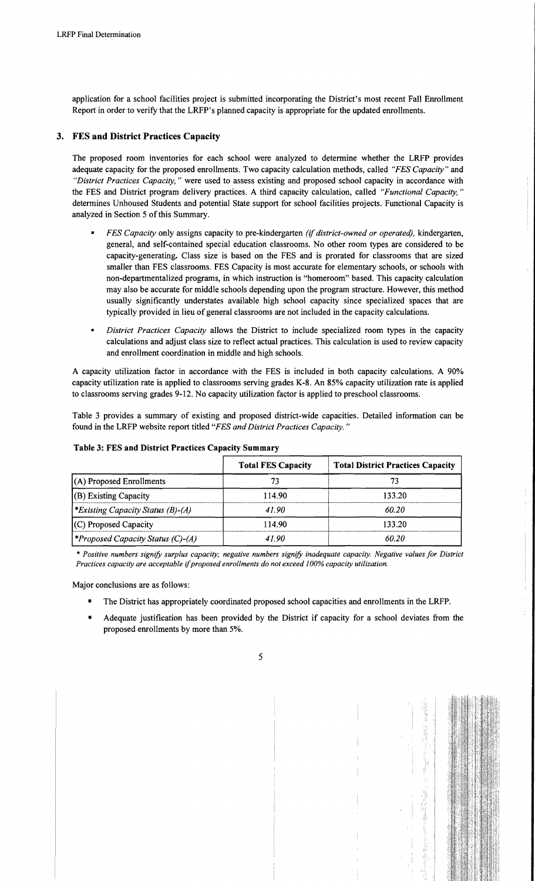application for a school facilities project is submitted incorporating the District's most recent Fall Enrollment Report in order to verify that the LRFP's planned capacity is appropriate for the updated enrollments.

## 3. FES and District Practices Capacity

The proposed room inventories for each school were analyzed to determine whether the LRFP provides adequate capacity for the proposed enrollments. Two capacity calculation methods, called *"FES Capacity"* and *"District Practices Capacity,"* were used to assess existing and proposed school capacity in accordance with the FES and District program delivery practices. A third capacity calculation, called *"Functional Capacity,"* determines Unhoused Students and potential State support for school facilities projects. Functional Capacity is analyzed in Section 5 of this Summary.

- *FES Capacity* only assigns capacity to pre-kindergarten *(if district-owned or operated),* kindergarten, general, and self-contained special education classrooms. No other room types are considered to be capacity-generating. Class size is based on the FES and is prorated for classrooms that are sized smaller than FES classrooms. FES Capacity is most accurate for elementary schools, or schools with non-departmentalized programs, in which instruction is "homeroom" based. This capacity calculation may also be accurate for middle schools depending upon the program structure. However, this method usually significantly understates available high school capacity since specialized spaces that are typically provided in lieu of general classrooms are not included in the capacity calculations.
- *District Practices Capacity* allows the District to include specialized room types in the capacity calculations and adjust class size to reflect actual practices. This calculation is used to review capacity and enrollment coordination in middle and high schools.

A capacity utilization factor in accordance with the FES is included in both capacity calculations. A 90% capacity utilization rate is applied to classrooms serving grades K-8. An 85% capacity utilization rate is applied to classrooms serving grades 9-12. No capacity utilization factor is applied to preschool classrooms.

Table 3 provides a summary of existing and proposed district-wide capacities. Detailed information can be found in the LRFP website report titled *"FES and District Practices Capacity."*

**Table 3: FES and District Practices Capacity Summary**

| | Total FES Capacity | Total District Practices Capacity |
|---|---|---|
| (A) Proposed Enrollments | 73 | 73 |
| (B) Existing Capacity | 114.90 | 133.20 |
| *\*Existing Capacity Status (B)-(A)* | *41.90* | *60.20* |
| (C) Proposed Capacity | 114.90 | 133.20 |
| *\*Proposed Capacity Status (C)-(A)* | *41.90* | *60.20* |

*\* Positive numbers signify surplus capacity; negative numbers signify inadequate capacity. Negative values for District Practices capacity are acceptable if proposed enrollments do not exceed 100% capacity utilization.*

Major conclusions are as follows:

- The District has appropriately coordinated proposed school capacities and enrollments in the LRFP.
- Adequate justification has been provided by the District if capacity for a school deviates from the proposed enrollments by more than 5%.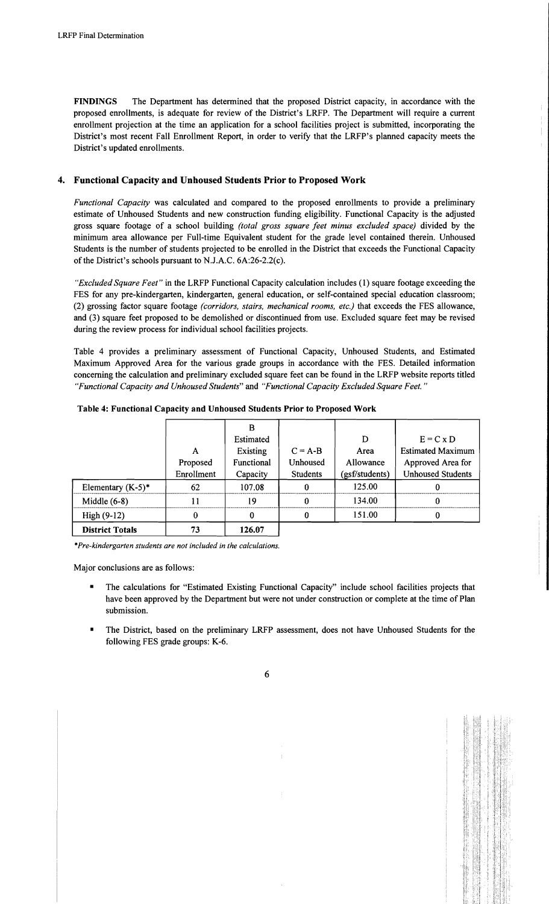**FINDINGS** The Department has determined that the proposed District capacity, in accordance with the proposed enrollments, is adequate for review of the District's LRFP. The Department will require a current enrollment projection at the time an application for a school facilities project is submitted, incorporating the District's most recent Fall Enrollment Report, in order to verify that the LRFP's planned capacity meets the District's updated enrollments.

## 4. Functional Capacity and Unhoused Students Prior to Proposed Work

*Functional Capacity* was calculated and compared to the proposed enrollments to provide a preliminary estimate of Unhoused Students and new construction funding eligibility. Functional Capacity is the adjusted gross square footage of a school building *(total gross square feet minus excluded space)* divided by the minimum area allowance per Full-time Equivalent student for the grade level contained therein. Unhoused Students is the number of students projected to be enrolled in the District that exceeds the Functional Capacity of the District's schools pursuant to N.J.A.C. 6A:26-2.2(c).

*"Excluded Square Feet"* in the LRFP Functional Capacity calculation includes (1) square footage exceeding the FES for any pre-kindergarten, kindergarten, general education, or self-contained special education classroom; (2) grossing factor square footage *(corridors, stairs, mechanical rooms, etc.)* that exceeds the FES allowance, and (3) square feet proposed to be demolished or discontinued from use. Excluded square feet may be revised during the review process for individual school facilities projects.

Table 4 provides a preliminary assessment of Functional Capacity, Unhoused Students, and Estimated Maximum Approved Area for the various grade groups in accordance with the FES. Detailed information concerning the calculation and preliminary excluded square feet can be found in the LRFP website reports titled *"Functional Capacity and Unhoused Students"* and *"Functional Capacity Excluded Square Feet."*

**Table 4: Functional Capacity and Unhoused Students Prior to Proposed Work**

| | A Proposed Enrollment | B Estimated Existing Functional Capacity | C = A-B Unhoused Students | D Area Allowance (gsf/students) | E = C x D Estimated Maximum Approved Area for Unhoused Students |
|---|---|---|---|---|---|
| Elementary (K-5)* | 62 | 107.08 | 0 | 125.00 | 0 |
| Middle (6-8) | 11 | 19 | 0 | 134.00 | 0 |
| High (9-12) | 0 | 0 | 0 | 151.00 | 0 |
| **District Totals** | **73** | **126.07** | | | |

*\*Pre-kindergarten students are not included in the calculations.*

Major conclusions are as follows:

- The calculations for "Estimated Existing Functional Capacity" include school facilities projects that have been approved by the Department but were not under construction or complete at the time of Plan submission.
- The District, based on the preliminary LRFP assessment, does not have Unhoused Students for the following FES grade groups: K-6.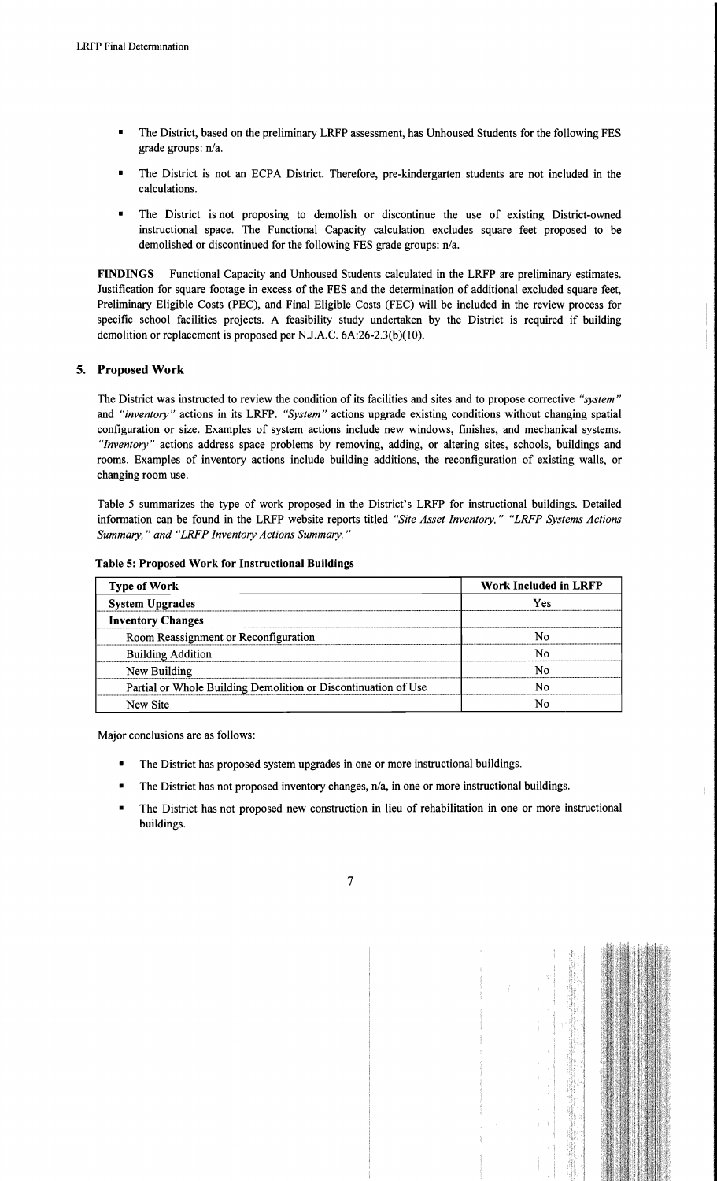- The District, based on the preliminary LRFP assessment, has Unhoused Students for the following FES grade groups: n/a.
- The District is not an ECPA District. Therefore, pre-kindergarten students are not included in the calculations.
- The District is not proposing to demolish or discontinue the use of existing District-owned instructional space. The Functional Capacity calculation excludes square feet proposed to be demolished or discontinued for the following FES grade groups: n/a.

**FINDINGS** Functional Capacity and Unhoused Students calculated in the LRFP are preliminary estimates. Justification for square footage in excess of the FES and the determination of additional excluded square feet, Preliminary Eligible Costs (PEC), and Final Eligible Costs (FEC) will be included in the review process for specific school facilities projects. A feasibility study undertaken by the District is required if building demolition or replacement is proposed per N.J.A.C. 6A:26-2.3(b)(10).

## 5. Proposed Work

The District was instructed to review the condition of its facilities and sites and to propose corrective *"system"* and *"inventory"* actions in its LRFP. *"System"* actions upgrade existing conditions without changing spatial configuration or size. Examples of system actions include new windows, finishes, and mechanical systems. *"Inventory"* actions address space problems by removing, adding, or altering sites, schools, buildings and rooms. Examples of inventory actions include building additions, the reconfiguration of existing walls, or changing room use.

Table 5 summarizes the type of work proposed in the District's LRFP for instructional buildings. Detailed information can be found in the LRFP website reports titled *"Site Asset Inventory," "LRFP Systems Actions Summary," and "LRFP Inventory Actions Summary."*

**Table 5: Proposed Work for Instructional Buildings**

| Type of Work | Work Included in LRFP |
|---|---|
| **System Upgrades** | Yes |
| **Inventory Changes** | |
| Room Reassignment or Reconfiguration | No |
| Building Addition | No |
| New Building | No |
| Partial or Whole Building Demolition or Discontinuation of Use | No |
| New Site | No |

Major conclusions are as follows:

- The District has proposed system upgrades in one or more instructional buildings.
- The District has not proposed inventory changes, n/a, in one or more instructional buildings.
- The District has not proposed new construction in lieu of rehabilitation in one or more instructional buildings.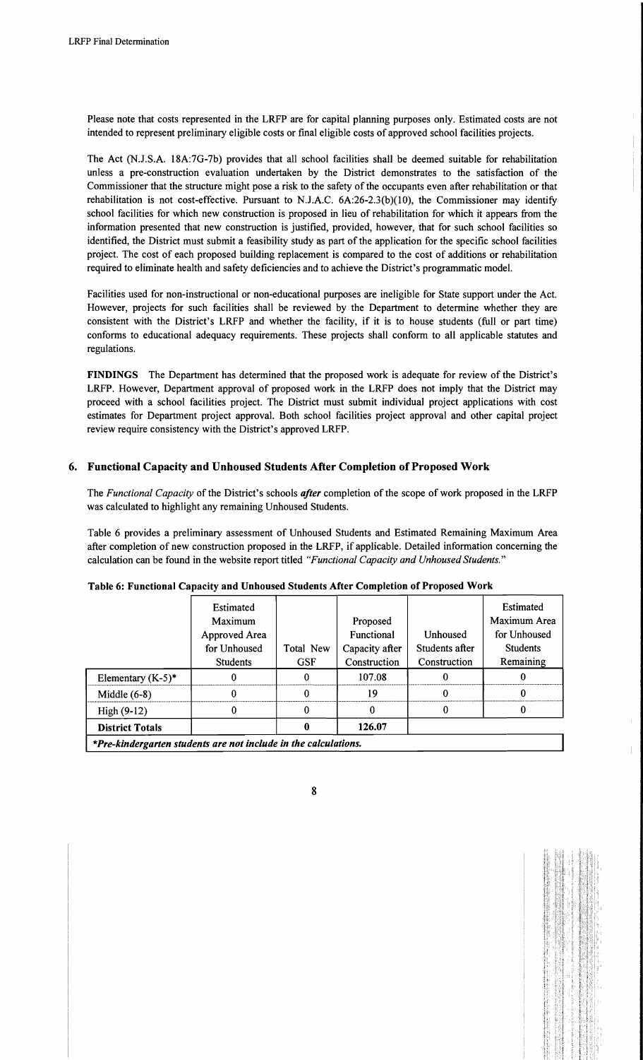Please note that costs represented in the LRFP are for capital planning purposes only. Estimated costs are not intended to represent preliminary eligible costs or final eligible costs of approved school facilities projects.

The Act (N.J.S.A. 18A:7G-7b) provides that all school facilities shall be deemed suitable for rehabilitation unless a pre-construction evaluation undertaken by the District demonstrates to the satisfaction of the Commissioner that the structure might pose a risk to the safety of the occupants even after rehabilitation or that rehabilitation is not cost-effective. Pursuant to N.J.A.C. 6A:26-2.3(b)(10), the Commissioner may identify school facilities for which new construction is proposed in lieu of rehabilitation for which it appears from the information presented that new construction is justified, provided, however, that for such school facilities so identified, the District must submit a feasibility study as part of the application for the specific school facilities project. The cost of each proposed building replacement is compared to the cost of additions or rehabilitation required to eliminate health and safety deficiencies and to achieve the District's programmatic model.

Facilities used for non-instructional or non-educational purposes are ineligible for State support under the Act. However, projects for such facilities shall be reviewed by the Department to determine whether they are consistent with the District's LRFP and whether the facility, if it is to house students (full or part time) conforms to educational adequacy requirements. These projects shall conform to all applicable statutes and regulations.

**FINDINGS** The Department has determined that the proposed work is adequate for review of the District's LRFP. However, Department approval of proposed work in the LRFP does not imply that the District may proceed with a school facilities project. The District must submit individual project applications with cost estimates for Department project approval. Both school facilities project approval and other capital project review require consistency with the District's approved LRFP.

## 6. Functional Capacity and Unhoused Students After Completion of Proposed Work

The *Functional Capacity* of the District's schools ***after*** completion of the scope of work proposed in the LRFP was calculated to highlight any remaining Unhoused Students.

Table 6 provides a preliminary assessment of Unhoused Students and Estimated Remaining Maximum Area after completion of new construction proposed in the LRFP, if applicable. Detailed information concerning the calculation can be found in the website report titled *"Functional Capacity and Unhoused Students."*

**Table 6: Functional Capacity and Unhoused Students After Completion of Proposed Work**

| | Estimated Maximum Approved Area for Unhoused Students | Total New GSF | Proposed Functional Capacity after Construction | Unhoused Students after Construction | Estimated Maximum Area for Unhoused Students Remaining |
|---|---|---|---|---|---|
| Elementary (K-5)* | 0 | 0 | 107.08 | 0 | 0 |
| Middle (6-8) | 0 | 0 | 19 | 0 | 0 |
| High (9-12) | 0 | 0 | 0 | 0 | 0 |
| **District Totals** | | **0** | **126.07** | | |

***Pre-kindergarten students are not include in the calculations.***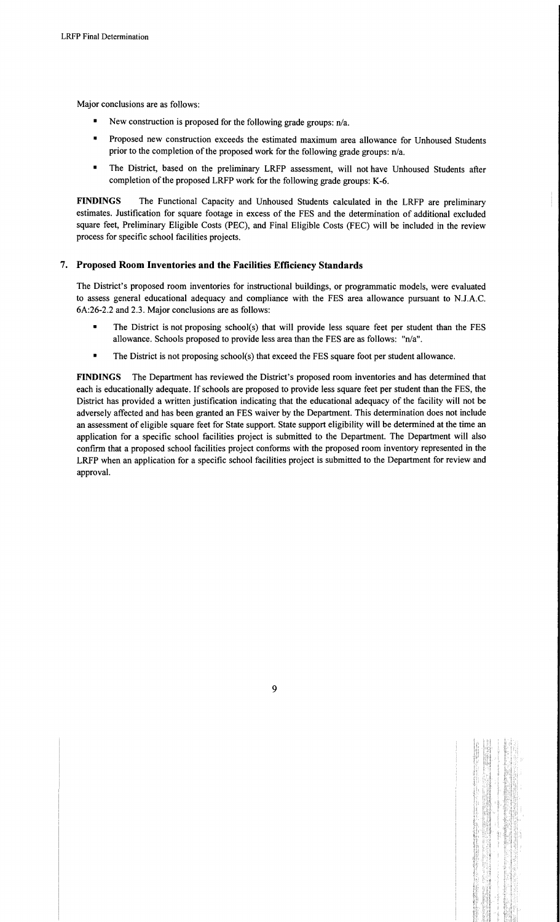Major conclusions are as follows:

- New construction is proposed for the following grade groups: n/a.
- Proposed new construction exceeds the estimated maximum area allowance for Unhoused Students prior to the completion of the proposed work for the following grade groups: n/a.
- The District, based on the preliminary LRFP assessment, will not have Unhoused Students after completion of the proposed LRFP work for the following grade groups: K-6.

**FINDINGS** The Functional Capacity and Unhoused Students calculated in the LRFP are preliminary estimates. Justification for square footage in excess of the FES and the determination of additional excluded square feet, Preliminary Eligible Costs (PEC), and Final Eligible Costs (FEC) will be included in the review process for specific school facilities projects.

### 7. Proposed Room Inventories and the Facilities Efficiency Standards

The District's proposed room inventories for instructional buildings, or programmatic models, were evaluated to assess general educational adequacy and compliance with the FES area allowance pursuant to N.J.A.C. 6A:26-2.2 and 2.3. Major conclusions are as follows:

- The District is not proposing school(s) that will provide less square feet per student than the FES allowance. Schools proposed to provide less area than the FES are as follows: "n/a".
- The District is not proposing school(s) that exceed the FES square foot per student allowance.

**FINDINGS** The Department has reviewed the District's proposed room inventories and has determined that each is educationally adequate. If schools are proposed to provide less square feet per student than the FES, the District has provided a written justification indicating that the educational adequacy of the facility will not be adversely affected and has been granted an FES waiver by the Department. This determination does not include an assessment of eligible square feet for State support. State support eligibility will be determined at the time an application for a specific school facilities project is submitted to the Department. The Department will also confirm that a proposed school facilities project conforms with the proposed room inventory represented in the LRFP when an application for a specific school facilities project is submitted to the Department for review and approval.